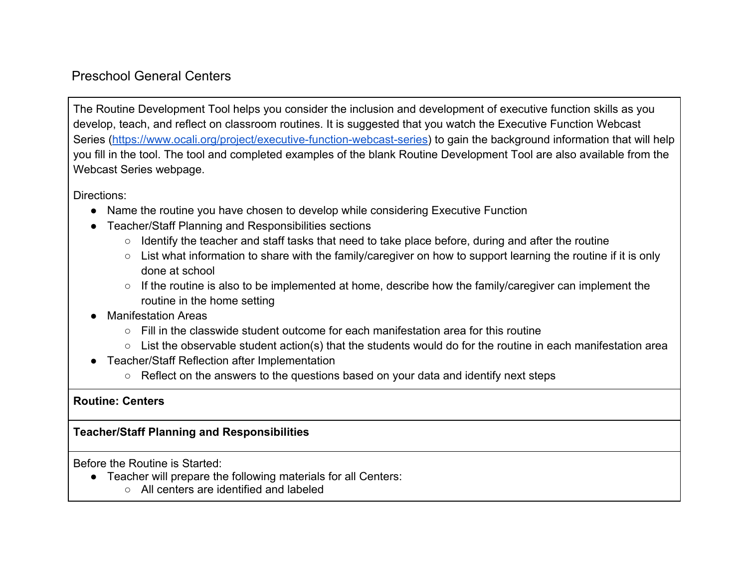# Preschool General Centers

The Routine Development Tool helps you consider the inclusion and development of executive function skills as you develop, teach, and reflect on classroom routines. It is suggested that you watch the Executive Function Webcast Series (https://www.ocali.org/project/executive-function-webcast-series) to gain the background information that will help you fill in the tool. The tool and completed examples of the blank Routine Development Tool are also available from the Webcast Series webpage.

Directions:

- Name the routine you have chosen to develop while considering Executive Function
- Teacher/Staff Planning and Responsibilities sections
  - Identify the teacher and staff tasks that need to take place before, during and after the routine
  - List what information to share with the family/caregiver on how to support learning the routine if it is only done at school
  - If the routine is also to be implemented at home, describe how the family/caregiver can implement the routine in the home setting
- Manifestation Areas
  - Fill in the classwide student outcome for each manifestation area for this routine
  - List the observable student action(s) that the students would do for the routine in each manifestation area
- Teacher/Staff Reflection after Implementation
  - Reflect on the answers to the questions based on your data and identify next steps

**Routine: Centers**

**Teacher/Staff Planning and Responsibilities**

Before the Routine is Started:

- Teacher will prepare the following materials for all Centers:
  - All centers are identified and labeled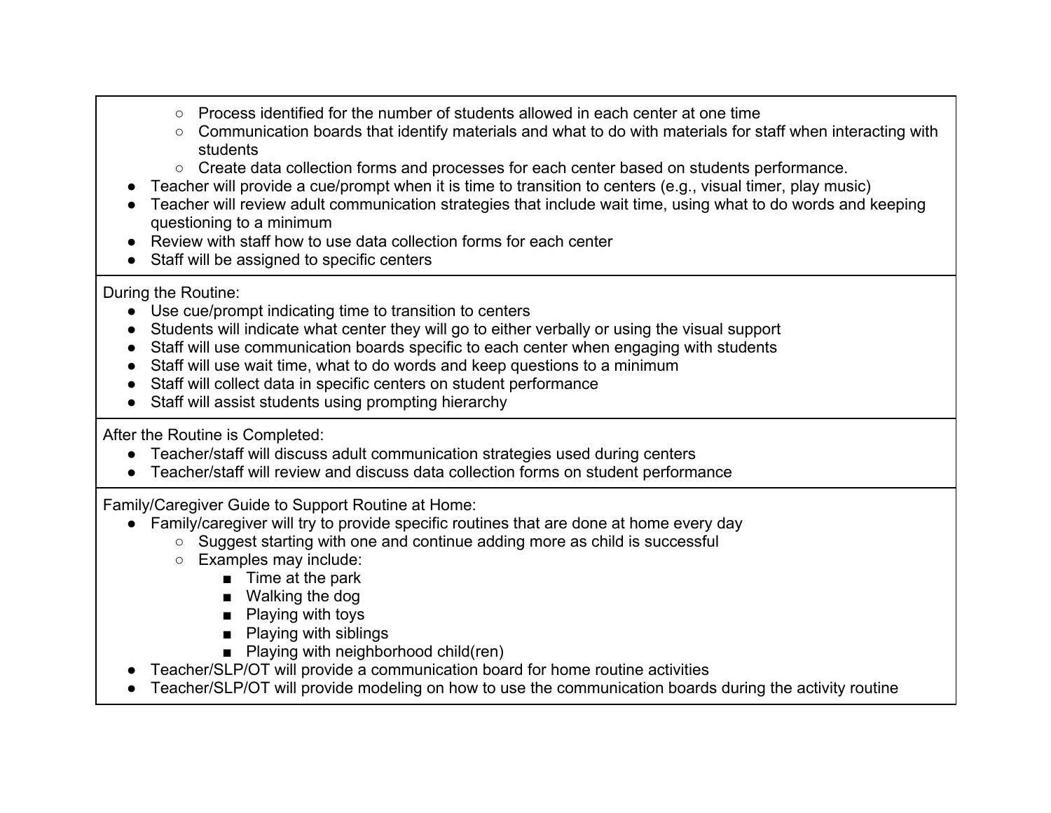- Process identified for the number of students allowed in each center at one time
    - Communication boards that identify materials and what to do with materials for staff when interacting with students
    - Create data collection forms and processes for each center based on students performance.
- Teacher will provide a cue/prompt when it is time to transition to centers (e.g., visual timer, play music)
- Teacher will review adult communication strategies that include wait time, using what to do words and keeping questioning to a minimum
- Review with staff how to use data collection forms for each center
- Staff will be assigned to specific centers

During the Routine:

- Use cue/prompt indicating time to transition to centers
- Students will indicate what center they will go to either verbally or using the visual support
- Staff will use communication boards specific to each center when engaging with students
- Staff will use wait time, what to do words and keep questions to a minimum
- Staff will collect data in specific centers on student performance
- Staff will assist students using prompting hierarchy

After the Routine is Completed:

- Teacher/staff will discuss adult communication strategies used during centers
- Teacher/staff will review and discuss data collection forms on student performance

Family/Caregiver Guide to Support Routine at Home:

- Family/caregiver will try to provide specific routines that are done at home every day
    - Suggest starting with one and continue adding more as child is successful
    - Examples may include:
        - Time at the park
        - Walking the dog
        - Playing with toys
        - Playing with siblings
        - Playing with neighborhood child(ren)
- Teacher/SLP/OT will provide a communication board for home routine activities
- Teacher/SLP/OT will provide modeling on how to use the communication boards during the activity routine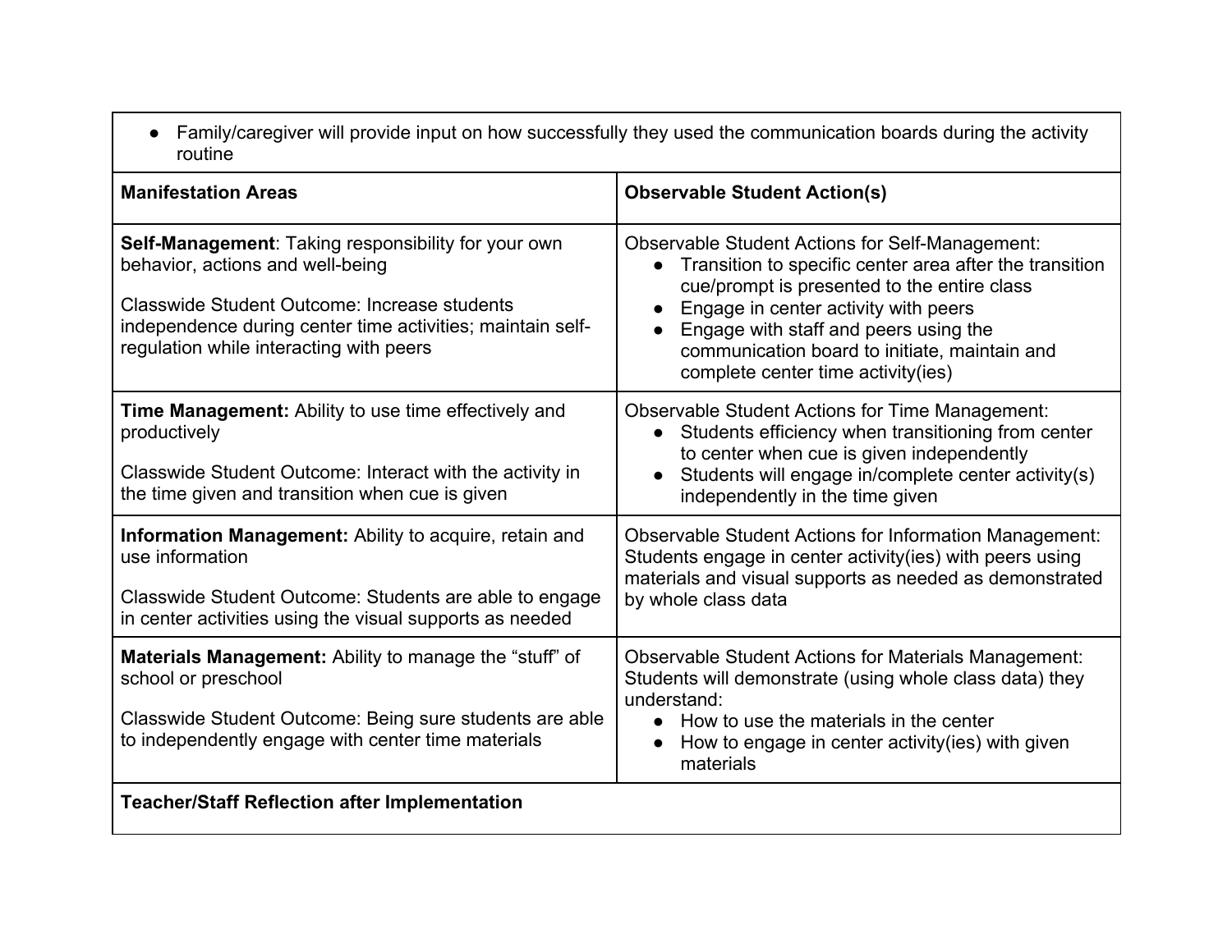| - Family/caregiver will provide input on how successfully they used the communication boards during the activity routine | |
|---|---|
| **Manifestation Areas** | **Observable Student Action(s)** |
| **Self-Management**: Taking responsibility for your own behavior, actions and well-being<br><br>Classwide Student Outcome: Increase students independence during center time activities; maintain self-regulation while interacting with peers | Observable Student Actions for Self-Management:<br>- Transition to specific center area after the transition cue/prompt is presented to the entire class<br>- Engage in center activity with peers<br>- Engage with staff and peers using the communication board to initiate, maintain and complete center time activity(ies) |
| **Time Management:** Ability to use time effectively and productively<br><br>Classwide Student Outcome: Interact with the activity in the time given and transition when cue is given | Observable Student Actions for Time Management:<br>- Students efficiency when transitioning from center to center when cue is given independently<br>- Students will engage in/complete center activity(s) independently in the time given |
| **Information Management:** Ability to acquire, retain and use information<br><br>Classwide Student Outcome: Students are able to engage in center activities using the visual supports as needed | Observable Student Actions for Information Management: Students engage in center activity(ies) with peers using materials and visual supports as needed as demonstrated by whole class data |
| **Materials Management:** Ability to manage the "stuff" of school or preschool<br><br>Classwide Student Outcome: Being sure students are able to independently engage with center time materials | Observable Student Actions for Materials Management: Students will demonstrate (using whole class data) they understand:<br>- How to use the materials in the center<br>- How to engage in center activity(ies) with given materials |
| **Teacher/Staff Reflection after Implementation** | |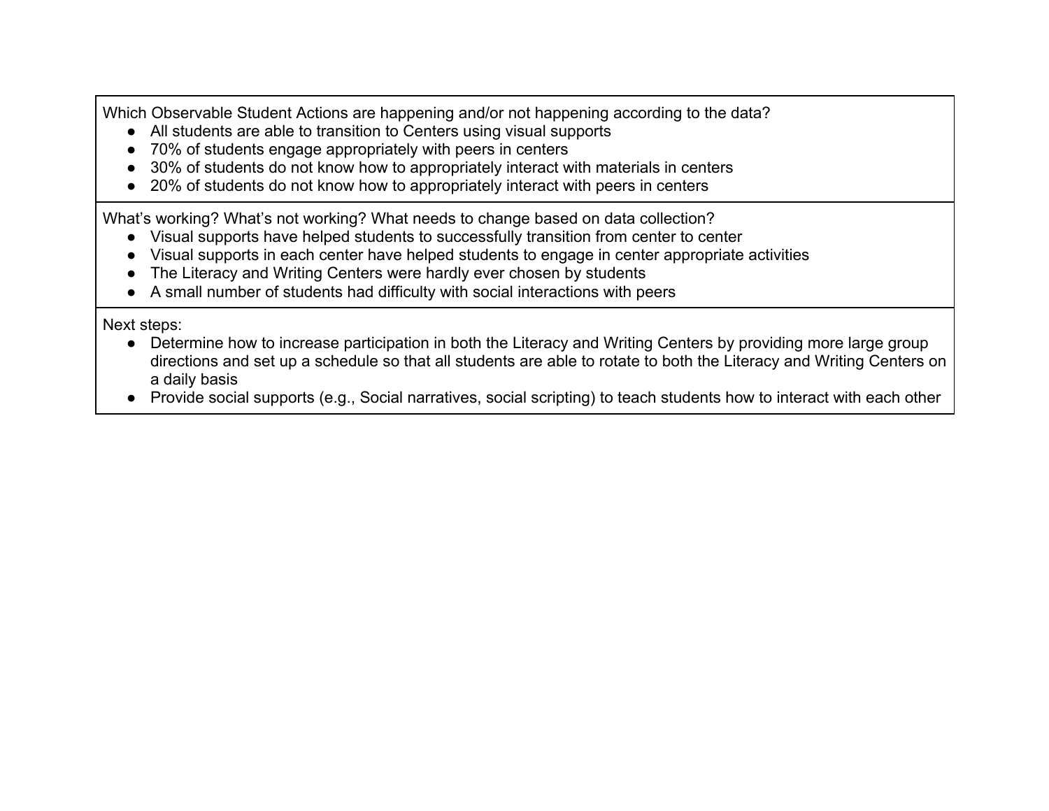| |
| --- |
| Which Observable Student Actions are happening and/or not happening according to the data?<br>• All students are able to transition to Centers using visual supports<br>• 70% of students engage appropriately with peers in centers<br>• 30% of students do not know how to appropriately interact with materials in centers<br>• 20% of students do not know how to appropriately interact with peers in centers |
| What's working? What's not working? What needs to change based on data collection?<br>• Visual supports have helped students to successfully transition from center to center<br>• Visual supports in each center have helped students to engage in center appropriate activities<br>• The Literacy and Writing Centers were hardly ever chosen by students<br>• A small number of students had difficulty with social interactions with peers |
| Next steps:<br>• Determine how to increase participation in both the Literacy and Writing Centers by providing more large group directions and set up a schedule so that all students are able to rotate to both the Literacy and Writing Centers on a daily basis<br>• Provide social supports (e.g., Social narratives, social scripting) to teach students how to interact with each other |